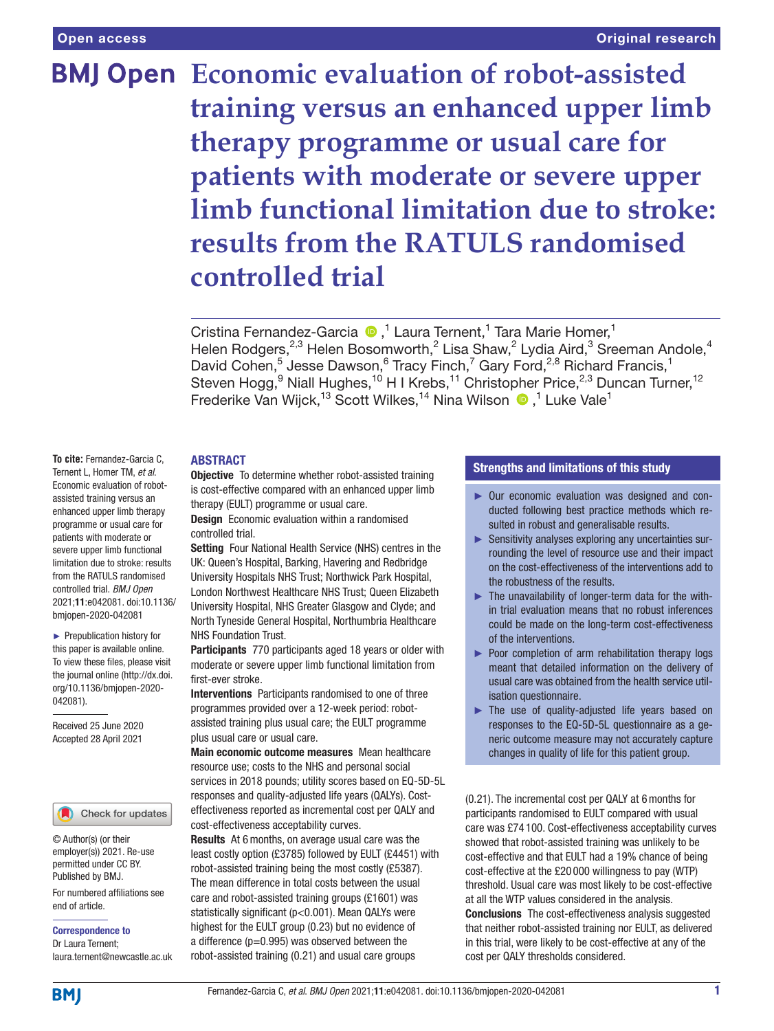Open access

Original research

# Economic evaluation of robot-assisted training versus an enhanced upper limb therapy programme or usual care for patients with moderate or severe upper limb functional limitation due to stroke: results from the RATULS randomised controlled trial

Cristina Fernandez-Garcia [1], Laura Ternent,[1] Tara Marie Homer,[1] Helen Rodgers,[2,3] Helen Bosomworth,[2] Lisa Shaw,[2] Lydia Aird,[3] Sreeman Andole,[4] David Cohen,[5] Jesse Dawson,[6] Tracy Finch,[7] Gary Ford,[2,8] Richard Francis,[1] Steven Hogg,[9] Niall Hughes,[10] H I Krebs,[11] Christopher Price,[2,3] Duncan Turner,[12] Frederike Van Wijck,[13] Scott Wilkes,[14] Nina Wilson [1], Luke Vale[1]

**To cite:** Fernandez-Garcia C, Ternent L, Homer TM, *et al*. Economic evaluation of robot-assisted training versus an enhanced upper limb therapy programme or usual care for patients with moderate or severe upper limb functional limitation due to stroke: results from the RATULS randomised controlled trial. *BMJ Open* 2021;**11**:e042081. doi:10.1136/bmjopen-2020-042081

► Prepublication history for this paper is available online. To view these files, please visit the journal online (http://dx.doi.org/10.1136/bmjopen-2020-042081).

Received 25 June 2020
Accepted 28 April 2021

© Author(s) (or their employer(s)) 2021. Re-use permitted under CC BY. Published by BMJ.

For numbered affiliations see end of article.

**Correspondence to**
Dr Laura Ternent;
laura.ternent@newcastle.ac.uk

## ABSTRACT

**Objective** To determine whether robot-assisted training is cost-effective compared with an enhanced upper limb therapy (EULT) programme or usual care.

**Design** Economic evaluation within a randomised controlled trial.

**Setting** Four National Health Service (NHS) centres in the UK: Queen's Hospital, Barking, Havering and Redbridge University Hospitals NHS Trust; Northwick Park Hospital, London Northwest Healthcare NHS Trust; Queen Elizabeth University Hospital, NHS Greater Glasgow and Clyde; and North Tyneside General Hospital, Northumbria Healthcare NHS Foundation Trust.

**Participants** 770 participants aged 18 years or older with moderate or severe upper limb functional limitation from first-ever stroke.

**Interventions** Participants randomised to one of three programmes provided over a 12-week period: robot-assisted training plus usual care; the EULT programme plus usual care or usual care.

**Main economic outcome measures** Mean healthcare resource use; costs to the NHS and personal social services in 2018 pounds; utility scores based on EQ-5D-5L responses and quality-adjusted life years (QALYs). Cost-effectiveness reported as incremental cost per QALY and cost-effectiveness acceptability curves.

**Results** At 6 months, on average usual care was the least costly option (£3785) followed by EULT (£4451) with robot-assisted training being the most costly (£5387). The mean difference in total costs between the usual care and robot-assisted training groups (£1601) was statistically significant (p<0.001). Mean QALYs were highest for the EULT group (0.23) but no evidence of a difference (p=0.995) was observed between the robot-assisted training (0.21) and usual care groups (0.21). The incremental cost per QALY at 6 months for participants randomised to EULT compared with usual care was £74 100. Cost-effectiveness acceptability curves showed that robot-assisted training was unlikely to be cost-effective and that EULT had a 19% chance of being cost-effective at the £20 000 willingness to pay (WTP) threshold. Usual care was most likely to be cost-effective at all the WTP values considered in the analysis.

**Conclusions** The cost-effectiveness analysis suggested that neither robot-assisted training nor EULT, as delivered in this trial, were likely to be cost-effective at any of the cost per QALY thresholds considered.

### Strengths and limitations of this study

► Our economic evaluation was designed and conducted following best practice methods which resulted in robust and generalisable results.

► Sensitivity analyses exploring any uncertainties surrounding the level of resource use and their impact on the cost-effectiveness of the interventions add to the robustness of the results.

► The unavailability of longer-term data for the within trial evaluation means that no robust inferences could be made on the long-term cost-effectiveness of the interventions.

► Poor completion of arm rehabilitation therapy logs meant that detailed information on the delivery of usual care was obtained from the health service utilisation questionnaire.

► The use of quality-adjusted life years based on responses to the EQ-5D-5L questionnaire as a generic outcome measure may not accurately capture changes in quality of life for this patient group.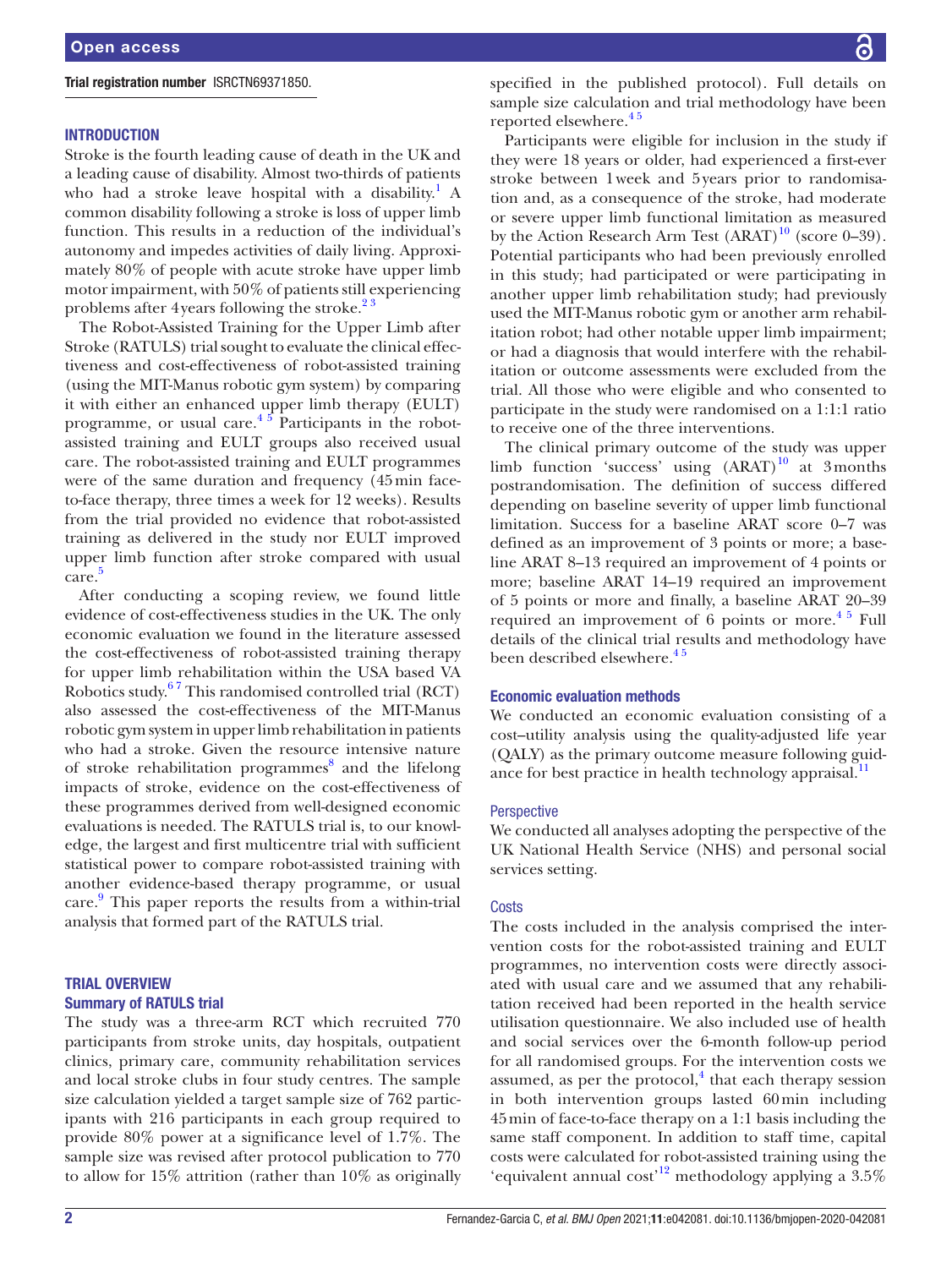**Trial registration number** ISRCTN69371850.

## INTRODUCTION

Stroke is the fourth leading cause of death in the UK and a leading cause of disability. Almost two-thirds of patients who had a stroke leave hospital with a disability.[1] A common disability following a stroke is loss of upper limb function. This results in a reduction of the individual's autonomy and impedes activities of daily living. Approximately 80% of people with acute stroke have upper limb motor impairment, with 50% of patients still experiencing problems after 4 years following the stroke.[2,3]

The Robot-Assisted Training for the Upper Limb after Stroke (RATULS) trial sought to evaluate the clinical effectiveness and cost-effectiveness of robot-assisted training (using the MIT-Manus robotic gym system) by comparing it with either an enhanced upper limb therapy (EULT) programme, or usual care.[4,5] Participants in the robot-assisted training and EULT groups also received usual care. The robot-assisted training and EULT programmes were of the same duration and frequency (45 min face-to-face therapy, three times a week for 12 weeks). Results from the trial provided no evidence that robot-assisted training as delivered in the study nor EULT improved upper limb function after stroke compared with usual care.[5]

After conducting a scoping review, we found little evidence of cost-effectiveness studies in the UK. The only economic evaluation we found in the literature assessed the cost-effectiveness of robot-assisted training therapy for upper limb rehabilitation within the USA based VA Robotics study.[6,7] This randomised controlled trial (RCT) also assessed the cost-effectiveness of the MIT-Manus robotic gym system in upper limb rehabilitation in patients who had a stroke. Given the resource intensive nature of stroke rehabilitation programmes[8] and the lifelong impacts of stroke, evidence on the cost-effectiveness of these programmes derived from well-designed economic evaluations is needed. The RATULS trial is, to our knowledge, the largest and first multicentre trial with sufficient statistical power to compare robot-assisted training with another evidence-based therapy programme, or usual care.[9] This paper reports the results from a within-trial analysis that formed part of the RATULS trial.

## TRIAL OVERVIEW

### Summary of RATULS trial

The study was a three-arm RCT which recruited 770 participants from stroke units, day hospitals, outpatient clinics, primary care, community rehabilitation services and local stroke clubs in four study centres. The sample size calculation yielded a target sample size of 762 participants with 216 participants in each group required to provide 80% power at a significance level of 1.7%. The sample size was revised after protocol publication to 770 to allow for 15% attrition (rather than 10% as originally specified in the published protocol). Full details on sample size calculation and trial methodology have been reported elsewhere.[4,5]

Participants were eligible for inclusion in the study if they were 18 years or older, had experienced a first-ever stroke between 1 week and 5 years prior to randomisation and, as a consequence of the stroke, had moderate or severe upper limb functional limitation as measured by the Action Research Arm Test (ARAT)[10] (score 0–39). Potential participants who had been previously enrolled in this study; had participated or were participating in another upper limb rehabilitation study; had previously used the MIT-Manus robotic gym or another arm rehabilitation robot; had other notable upper limb impairment; or had a diagnosis that would interfere with the rehabilitation or outcome assessments were excluded from the trial. All those who were eligible and who consented to participate in the study were randomised on a 1:1:1 ratio to receive one of the three interventions.

The clinical primary outcome of the study was upper limb function 'success' using (ARAT)[10] at 3 months postrandomisation. The definition of success differed depending on baseline severity of upper limb functional limitation. Success for a baseline ARAT score 0–7 was defined as an improvement of 3 points or more; a baseline ARAT 8–13 required an improvement of 4 points or more; baseline ARAT 14–19 required an improvement of 5 points or more and finally, a baseline ARAT 20–39 required an improvement of 6 points or more.[4,5] Full details of the clinical trial results and methodology have been described elsewhere.[4,5]

### Economic evaluation methods

We conducted an economic evaluation consisting of a cost–utility analysis using the quality-adjusted life year (QALY) as the primary outcome measure following guidance for best practice in health technology appraisal.[11]

#### Perspective

We conducted all analyses adopting the perspective of the UK National Health Service (NHS) and personal social services setting.

#### Costs

The costs included in the analysis comprised the intervention costs for the robot-assisted training and EULT programmes, no intervention costs were directly associated with usual care and we assumed that any rehabilitation received had been reported in the health service utilisation questionnaire. We also included use of health and social services over the 6-month follow-up period for all randomised groups. For the intervention costs we assumed, as per the protocol,[4] that each therapy session in both intervention groups lasted 60 min including 45 min of face-to-face therapy on a 1:1 basis including the same staff component. In addition to staff time, capital costs were calculated for robot-assisted training using the 'equivalent annual cost'[12] methodology applying a 3.5%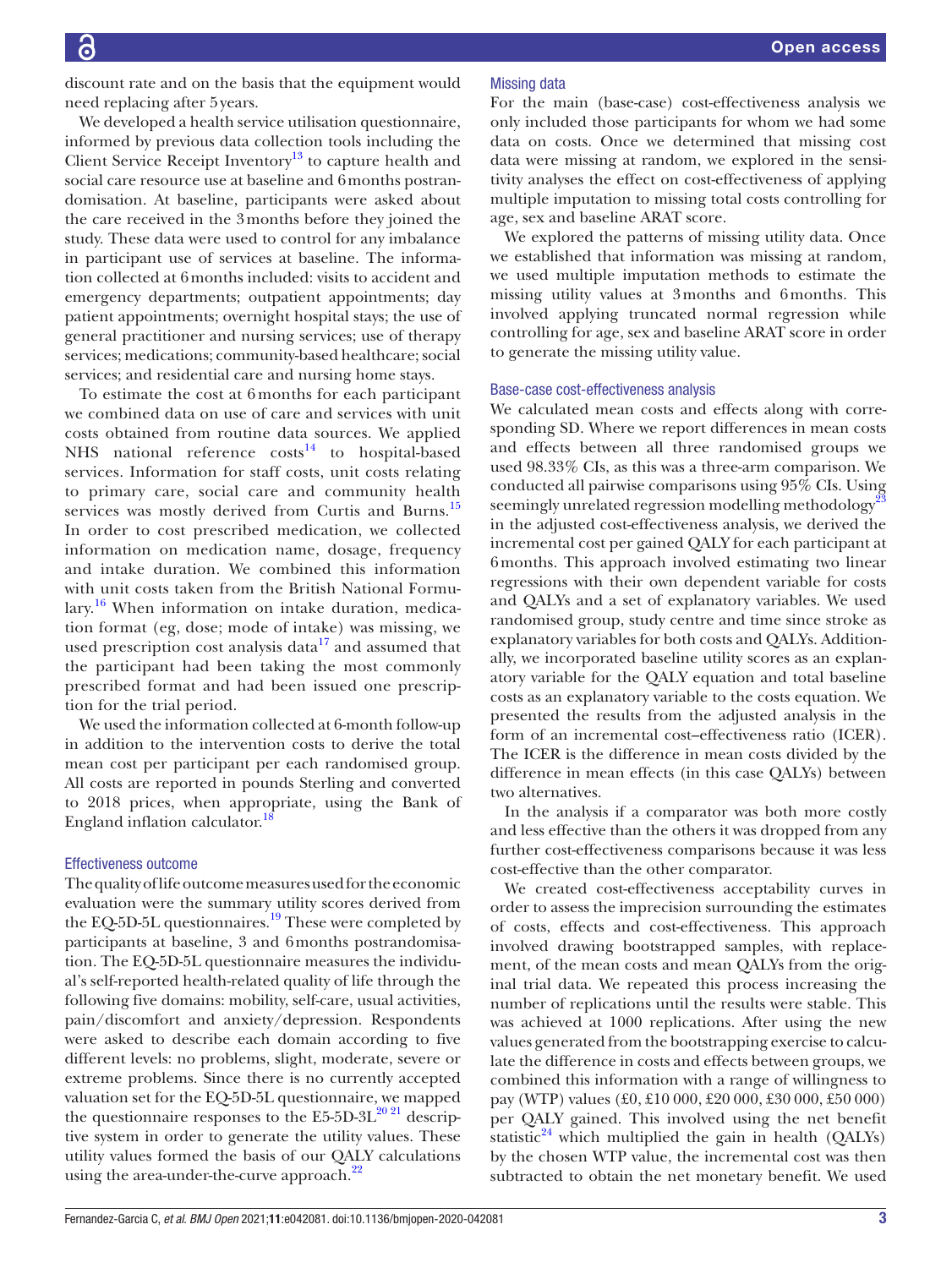discount rate and on the basis that the equipment would need replacing after 5 years.

We developed a health service utilisation questionnaire, informed by previous data collection tools including the Client Service Receipt Inventory[13] to capture health and social care resource use at baseline and 6 months postrandomisation. At baseline, participants were asked about the care received in the 3 months before they joined the study. These data were used to control for any imbalance in participant use of services at baseline. The information collected at 6 months included: visits to accident and emergency departments; outpatient appointments; day patient appointments; overnight hospital stays; the use of general practitioner and nursing services; use of therapy services; medications; community-based healthcare; social services; and residential care and nursing home stays.

To estimate the cost at 6 months for each participant we combined data on use of care and services with unit costs obtained from routine data sources. We applied NHS national reference costs[14] to hospital-based services. Information for staff costs, unit costs relating to primary care, social care and community health services was mostly derived from Curtis and Burns.[15] In order to cost prescribed medication, we collected information on medication name, dosage, frequency and intake duration. We combined this information with unit costs taken from the British National Formulary.[16] When information on intake duration, medication format (eg, dose; mode of intake) was missing, we used prescription cost analysis data[17] and assumed that the participant had been taking the most commonly prescribed format and had been issued one prescription for the trial period.

We used the information collected at 6-month follow-up in addition to the intervention costs to derive the total mean cost per participant per each randomised group. All costs are reported in pounds Sterling and converted to 2018 prices, when appropriate, using the Bank of England inflation calculator.[18]

### Effectiveness outcome

The quality of life outcome measures used for the economic evaluation were the summary utility scores derived from the EQ-5D-5L questionnaires.[19] These were completed by participants at baseline, 3 and 6 months postrandomisation. The EQ-5D-5L questionnaire measures the individual's self-reported health-related quality of life through the following five domains: mobility, self-care, usual activities, pain/discomfort and anxiety/depression. Respondents were asked to describe each domain according to five different levels: no problems, slight, moderate, severe or extreme problems. Since there is no currently accepted valuation set for the EQ-5D-5L questionnaire, we mapped the questionnaire responses to the E5-5D-3L[20,21] descriptive system in order to generate the utility values. These utility values formed the basis of our QALY calculations using the area-under-the-curve approach.[22]

### Missing data

For the main (base-case) cost-effectiveness analysis we only included those participants for whom we had some data on costs. Once we determined that missing cost data were missing at random, we explored in the sensitivity analyses the effect on cost-effectiveness of applying multiple imputation to missing total costs controlling for age, sex and baseline ARAT score.

We explored the patterns of missing utility data. Once we established that information was missing at random, we used multiple imputation methods to estimate the missing utility values at 3 months and 6 months. This involved applying truncated normal regression while controlling for age, sex and baseline ARAT score in order to generate the missing utility value.

### Base-case cost-effectiveness analysis

We calculated mean costs and effects along with corresponding SD. Where we report differences in mean costs and effects between all three randomised groups we used 98.33% CIs, as this was a three-arm comparison. We conducted all pairwise comparisons using 95% CIs. Using seemingly unrelated regression modelling methodology[23] in the adjusted cost-effectiveness analysis, we derived the incremental cost per gained QALY for each participant at 6 months. This approach involved estimating two linear regressions with their own dependent variable for costs and QALYs and a set of explanatory variables. We used randomised group, study centre and time since stroke as explanatory variables for both costs and QALYs. Additionally, we incorporated baseline utility scores as an explanatory variable for the QALY equation and total baseline costs as an explanatory variable to the costs equation. We presented the results from the adjusted analysis in the form of an incremental cost–effectiveness ratio (ICER). The ICER is the difference in mean costs divided by the difference in mean effects (in this case QALYs) between two alternatives.

In the analysis if a comparator was both more costly and less effective than the others it was dropped from any further cost-effectiveness comparisons because it was less cost-effective than the other comparator.

We created cost-effectiveness acceptability curves in order to assess the imprecision surrounding the estimates of costs, effects and cost-effectiveness. This approach involved drawing bootstrapped samples, with replacement, of the mean costs and mean QALYs from the original trial data. We repeated this process increasing the number of replications until the results were stable. This was achieved at 1000 replications. After using the new values generated from the bootstrapping exercise to calculate the difference in costs and effects between groups, we combined this information with a range of willingness to pay (WTP) values (£0, £10 000, £20 000, £30 000, £50 000) per QALY gained. This involved using the net benefit statistic[24] which multiplied the gain in health (QALYs) by the chosen WTP value, the incremental cost was then subtracted to obtain the net monetary benefit. We used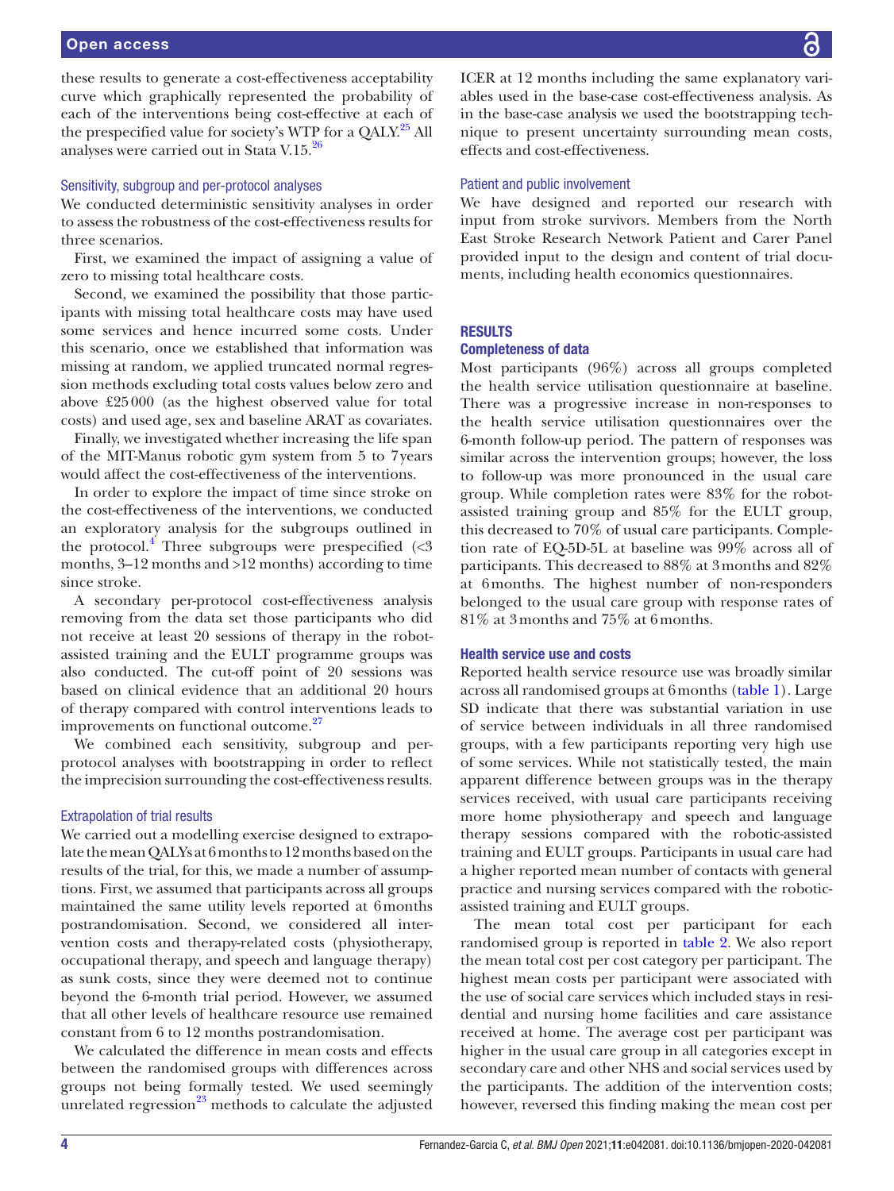these results to generate a cost-effectiveness acceptability curve which graphically represented the probability of each of the interventions being cost-effective at each of the prespecified value for society's WTP for a QALY.[25] All analyses were carried out in Stata V.15.[26]

### Sensitivity, subgroup and per-protocol analyses

We conducted deterministic sensitivity analyses in order to assess the robustness of the cost-effectiveness results for three scenarios.

First, we examined the impact of assigning a value of zero to missing total healthcare costs.

Second, we examined the possibility that those participants with missing total healthcare costs may have used some services and hence incurred some costs. Under this scenario, once we established that information was missing at random, we applied truncated normal regression methods excluding total costs values below zero and above £25 000 (as the highest observed value for total costs) and used age, sex and baseline ARAT as covariates.

Finally, we investigated whether increasing the life span of the MIT-Manus robotic gym system from 5 to 7 years would affect the cost-effectiveness of the interventions.

In order to explore the impact of time since stroke on the cost-effectiveness of the interventions, we conducted an exploratory analysis for the subgroups outlined in the protocol.[4] Three subgroups were prespecified (<3 months, 3–12 months and >12 months) according to time since stroke.

A secondary per-protocol cost-effectiveness analysis removing from the data set those participants who did not receive at least 20 sessions of therapy in the robot-assisted training and the EULT programme groups was also conducted. The cut-off point of 20 sessions was based on clinical evidence that an additional 20 hours of therapy compared with control interventions leads to improvements on functional outcome.[27]

We combined each sensitivity, subgroup and per-protocol analyses with bootstrapping in order to reflect the imprecision surrounding the cost-effectiveness results.

### Extrapolation of trial results

We carried out a modelling exercise designed to extrapolate the mean QALYs at 6 months to 12 months based on the results of the trial, for this, we made a number of assumptions. First, we assumed that participants across all groups maintained the same utility levels reported at 6 months postrandomisation. Second, we considered all intervention costs and therapy-related costs (physiotherapy, occupational therapy, and speech and language therapy) as sunk costs, since they were deemed not to continue beyond the 6-month trial period. However, we assumed that all other levels of healthcare resource use remained constant from 6 to 12 months postrandomisation.

We calculated the difference in mean costs and effects between the randomised groups with differences across groups not being formally tested. We used seemingly unrelated regression[23] methods to calculate the adjusted ICER at 12 months including the same explanatory variables used in the base-case cost-effectiveness analysis. As in the base-case analysis we used the bootstrapping technique to present uncertainty surrounding mean costs, effects and cost-effectiveness.

### Patient and public involvement

We have designed and reported our research with input from stroke survivors. Members from the North East Stroke Research Network Patient and Carer Panel provided input to the design and content of trial documents, including health economics questionnaires.

## RESULTS

### Completeness of data

Most participants (96%) across all groups completed the health service utilisation questionnaire at baseline. There was a progressive increase in non-responses to the health service utilisation questionnaires over the 6-month follow-up period. The pattern of responses was similar across the intervention groups; however, the loss to follow-up was more pronounced in the usual care group. While completion rates were 83% for the robot-assisted training group and 85% for the EULT group, this decreased to 70% of usual care participants. Completion rate of EQ-5D-5L at baseline was 99% across all of participants. This decreased to 88% at 3 months and 82% at 6 months. The highest number of non-responders belonged to the usual care group with response rates of 81% at 3 months and 75% at 6 months.

### Health service use and costs

Reported health service resource use was broadly similar across all randomised groups at 6 months (table 1). Large SD indicate that there was substantial variation in use of service between individuals in all three randomised groups, with a few participants reporting very high use of some services. While not statistically tested, the main apparent difference between groups was in the therapy services received, with usual care participants receiving more home physiotherapy and speech and language therapy sessions compared with the robotic-assisted training and EULT groups. Participants in usual care had a higher reported mean number of contacts with general practice and nursing services compared with the robotic-assisted training and EULT groups.

The mean total cost per participant for each randomised group is reported in table 2. We also report the mean total cost per cost category per participant. The highest mean costs per participant were associated with the use of social care services which included stays in residential and nursing home facilities and care assistance received at home. The average cost per participant was higher in the usual care group in all categories except in secondary care and other NHS and social services used by the participants. The addition of the intervention costs; however, reversed this finding making the mean cost per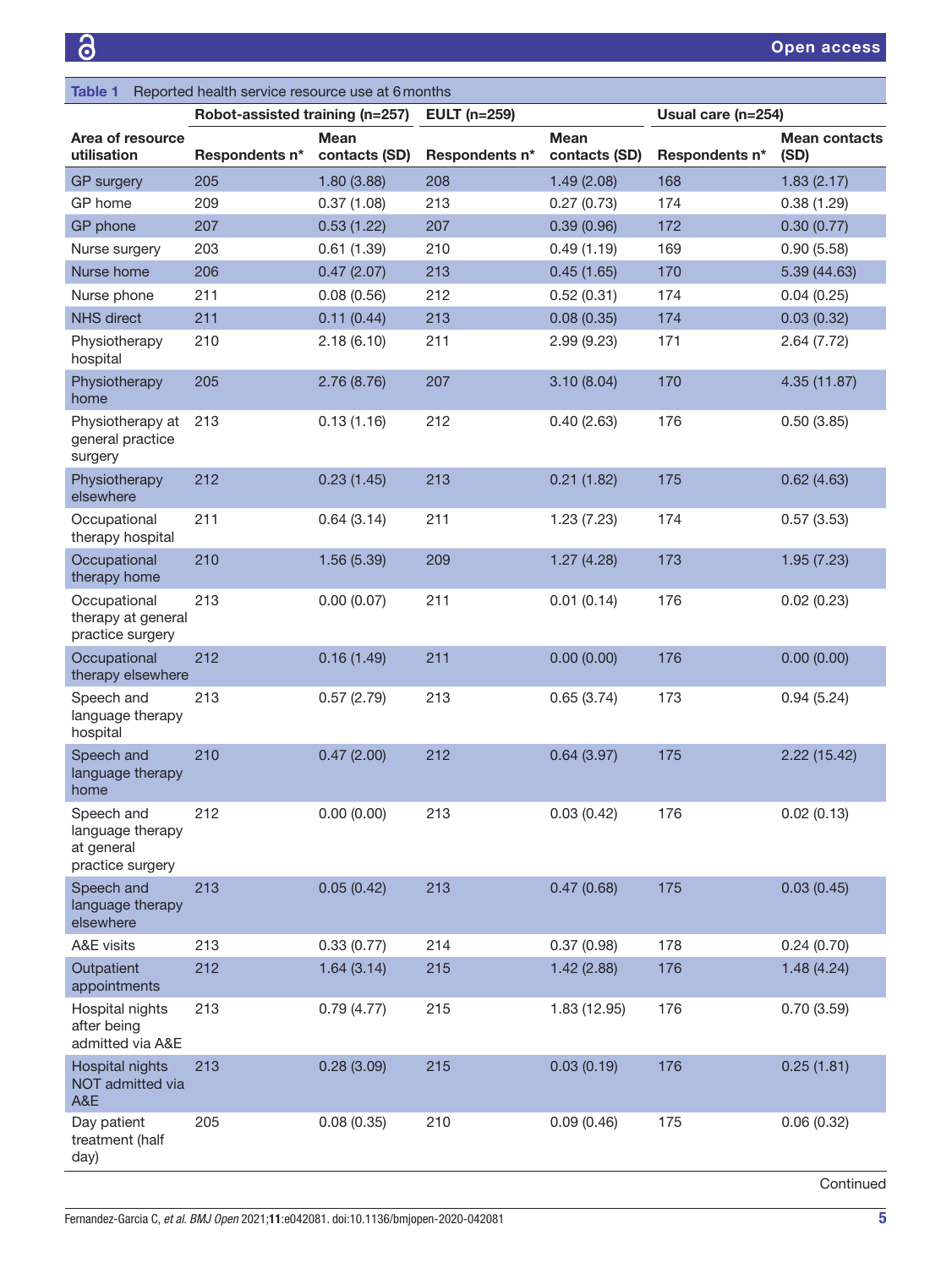**Table 1** Reported health service resource use at 6 months

| Area of resource utilisation | Robot-assisted training (n=257) | | EULT (n=259) | | Usual care (n=254) | |
|---|---|---|---|---|---|---|
| | Respondents n* | Mean contacts (SD) | Respondents n* | Mean contacts (SD) | Respondents n* | Mean contacts (SD) |
| GP surgery | 205 | 1.80 (3.88) | 208 | 1.49 (2.08) | 168 | 1.83 (2.17) |
| GP home | 209 | 0.37 (1.08) | 213 | 0.27 (0.73) | 174 | 0.38 (1.29) |
| GP phone | 207 | 0.53 (1.22) | 207 | 0.39 (0.96) | 172 | 0.30 (0.77) |
| Nurse surgery | 203 | 0.61 (1.39) | 210 | 0.49 (1.19) | 169 | 0.90 (5.58) |
| Nurse home | 206 | 0.47 (2.07) | 213 | 0.45 (1.65) | 170 | 5.39 (44.63) |
| Nurse phone | 211 | 0.08 (0.56) | 212 | 0.52 (0.31) | 174 | 0.04 (0.25) |
| NHS direct | 211 | 0.11 (0.44) | 213 | 0.08 (0.35) | 174 | 0.03 (0.32) |
| Physiotherapy hospital | 210 | 2.18 (6.10) | 211 | 2.99 (9.23) | 171 | 2.64 (7.72) |
| Physiotherapy home | 205 | 2.76 (8.76) | 207 | 3.10 (8.04) | 170 | 4.35 (11.87) |
| Physiotherapy at general practice surgery | 213 | 0.13 (1.16) | 212 | 0.40 (2.63) | 176 | 0.50 (3.85) |
| Physiotherapy elsewhere | 212 | 0.23 (1.45) | 213 | 0.21 (1.82) | 175 | 0.62 (4.63) |
| Occupational therapy hospital | 211 | 0.64 (3.14) | 211 | 1.23 (7.23) | 174 | 0.57 (3.53) |
| Occupational therapy home | 210 | 1.56 (5.39) | 209 | 1.27 (4.28) | 173 | 1.95 (7.23) |
| Occupational therapy at general practice surgery | 213 | 0.00 (0.07) | 211 | 0.01 (0.14) | 176 | 0.02 (0.23) |
| Occupational therapy elsewhere | 212 | 0.16 (1.49) | 211 | 0.00 (0.00) | 176 | 0.00 (0.00) |
| Speech and language therapy hospital | 213 | 0.57 (2.79) | 213 | 0.65 (3.74) | 173 | 0.94 (5.24) |
| Speech and language therapy home | 210 | 0.47 (2.00) | 212 | 0.64 (3.97) | 175 | 2.22 (15.42) |
| Speech and language therapy at general practice surgery | 212 | 0.00 (0.00) | 213 | 0.03 (0.42) | 176 | 0.02 (0.13) |
| Speech and language therapy elsewhere | 213 | 0.05 (0.42) | 213 | 0.47 (0.68) | 175 | 0.03 (0.45) |
| A&E visits | 213 | 0.33 (0.77) | 214 | 0.37 (0.98) | 178 | 0.24 (0.70) |
| Outpatient appointments | 212 | 1.64 (3.14) | 215 | 1.42 (2.88) | 176 | 1.48 (4.24) |
| Hospital nights after being admitted via A&E | 213 | 0.79 (4.77) | 215 | 1.83 (12.95) | 176 | 0.70 (3.59) |
| Hospital nights NOT admitted via A&E | 213 | 0.28 (3.09) | 215 | 0.03 (0.19) | 176 | 0.25 (1.81) |
| Day patient treatment (half day) | 205 | 0.08 (0.35) | 210 | 0.09 (0.46) | 175 | 0.06 (0.32) |

Continued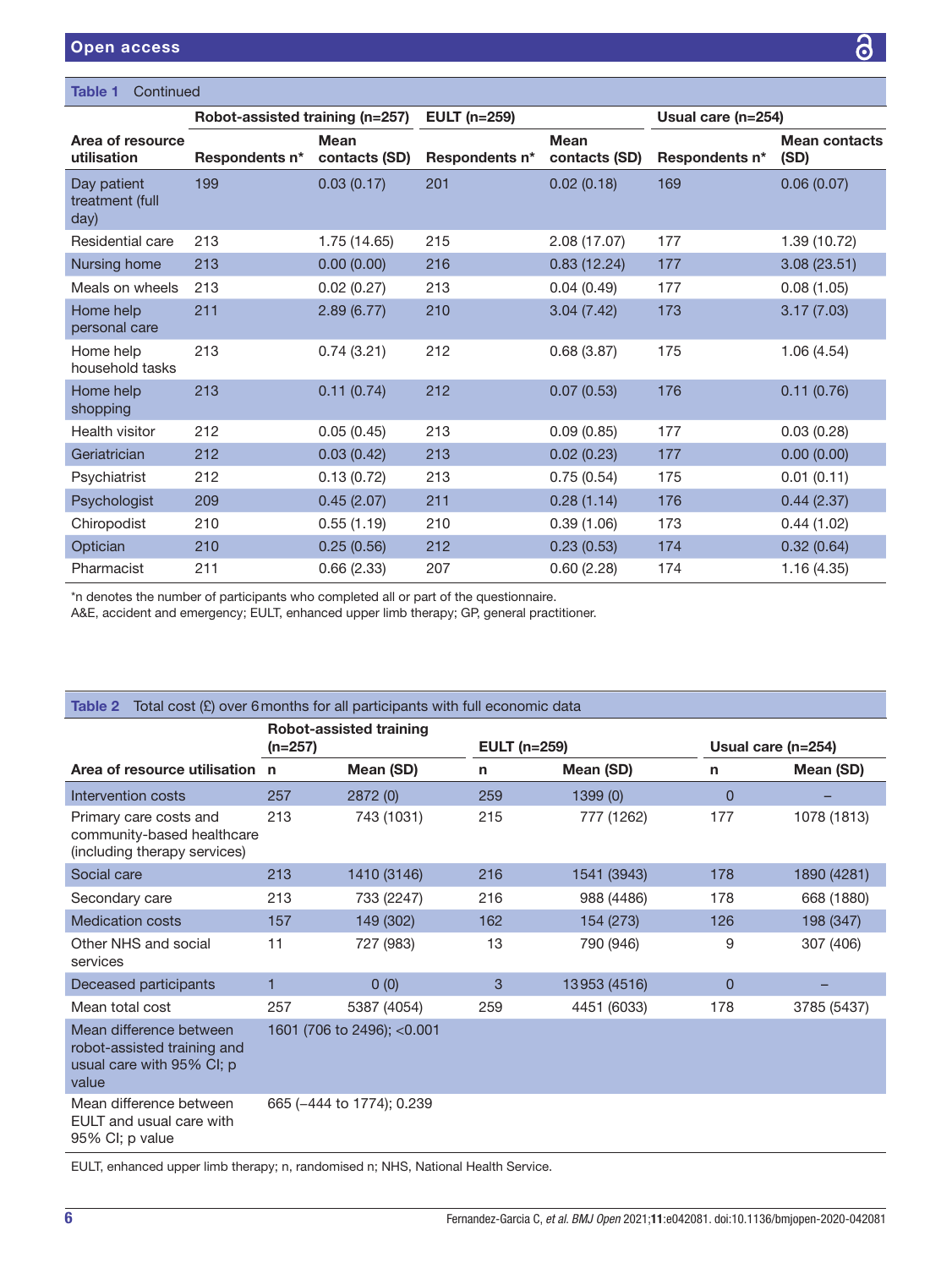**Table 1** Continued

| Area of resource utilisation | Robot-assisted training (n=257) | | EULT (n=259) | | Usual care (n=254) | |
|---|---|---|---|---|---|---|
| | Respondents n* | Mean contacts (SD) | Respondents n* | Mean contacts (SD) | Respondents n* | Mean contacts (SD) |
| Day patient treatment (full day) | 199 | 0.03 (0.17) | 201 | 0.02 (0.18) | 169 | 0.06 (0.07) |
| Residential care | 213 | 1.75 (14.65) | 215 | 2.08 (17.07) | 177 | 1.39 (10.72) |
| Nursing home | 213 | 0.00 (0.00) | 216 | 0.83 (12.24) | 177 | 3.08 (23.51) |
| Meals on wheels | 213 | 0.02 (0.27) | 213 | 0.04 (0.49) | 177 | 0.08 (1.05) |
| Home help personal care | 211 | 2.89 (6.77) | 210 | 3.04 (7.42) | 173 | 3.17 (7.03) |
| Home help household tasks | 213 | 0.74 (3.21) | 212 | 0.68 (3.87) | 175 | 1.06 (4.54) |
| Home help shopping | 213 | 0.11 (0.74) | 212 | 0.07 (0.53) | 176 | 0.11 (0.76) |
| Health visitor | 212 | 0.05 (0.45) | 213 | 0.09 (0.85) | 177 | 0.03 (0.28) |
| Geriatrician | 212 | 0.03 (0.42) | 213 | 0.02 (0.23) | 177 | 0.00 (0.00) |
| Psychiatrist | 212 | 0.13 (0.72) | 213 | 0.75 (0.54) | 175 | 0.01 (0.11) |
| Psychologist | 209 | 0.45 (2.07) | 211 | 0.28 (1.14) | 176 | 0.44 (2.37) |
| Chiropodist | 210 | 0.55 (1.19) | 210 | 0.39 (1.06) | 173 | 0.44 (1.02) |
| Optician | 210 | 0.25 (0.56) | 212 | 0.23 (0.53) | 174 | 0.32 (0.64) |
| Pharmacist | 211 | 0.66 (2.33) | 207 | 0.60 (2.28) | 174 | 1.16 (4.35) |

*n denotes the number of participants who completed all or part of the questionnaire.
A&E, accident and emergency; EULT, enhanced upper limb therapy; GP, general practitioner.

**Table 2** Total cost (£) over 6 months for all participants with full economic data

| Area of resource utilisation | Robot-assisted training (n=257) | | EULT (n=259) | | Usual care (n=254) | |
|---|---|---|---|---|---|---|
| | n | Mean (SD) | n | Mean (SD) | n | Mean (SD) |
| Intervention costs | 257 | 2872 (0) | 259 | 1399 (0) | 0 | – |
| Primary care costs and community-based healthcare (including therapy services) | 213 | 743 (1031) | 215 | 777 (1262) | 177 | 1078 (1813) |
| Social care | 213 | 1410 (3146) | 216 | 1541 (3943) | 178 | 1890 (4281) |
| Secondary care | 213 | 733 (2247) | 216 | 988 (4486) | 178 | 668 (1880) |
| Medication costs | 157 | 149 (302) | 162 | 154 (273) | 126 | 198 (347) |
| Other NHS and social services | 11 | 727 (983) | 13 | 790 (946) | 9 | 307 (406) |
| Deceased participants | 1 | 0 (0) | 3 | 13953 (4516) | 0 | – |
| Mean total cost | 257 | 5387 (4054) | 259 | 4451 (6033) | 178 | 3785 (5437) |
| Mean difference between robot-assisted training and usual care with 95% CI; p value | 1601 (706 to 2496); <0.001 | | | | | |
| Mean difference between EULT and usual care with 95% CI; p value | 665 (−444 to 1774); 0.239 | | | | | |

EULT, enhanced upper limb therapy; n, randomised n; NHS, National Health Service.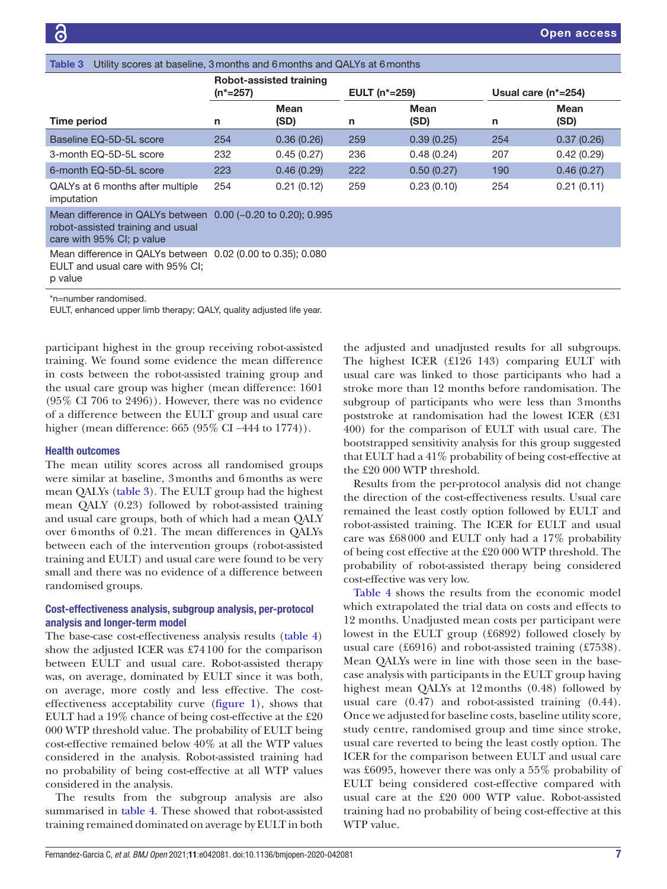**Table 3** Utility scores at baseline, 3 months and 6 months and QALYs at 6 months

| | Robot-assisted training (n*=257) | | EULT (n*=259) | | Usual care (n*=254) | |
|---|---|---|---|---|---|---|
| **Time period** | **n** | **Mean (SD)** | **n** | **Mean (SD)** | **n** | **Mean (SD)** |
| Baseline EQ-5D-5L score | 254 | 0.36 (0.26) | 259 | 0.39 (0.25) | 254 | 0.37 (0.26) |
| 3-month EQ-5D-5L score | 232 | 0.45 (0.27) | 236 | 0.48 (0.24) | 207 | 0.42 (0.29) |
| 6-month EQ-5D-5L score | 223 | 0.46 (0.29) | 222 | 0.50 (0.27) | 190 | 0.46 (0.27) |
| QALYs at 6 months after multiple imputation | 254 | 0.21 (0.12) | 259 | 0.23 (0.10) | 254 | 0.21 (0.11) |
| Mean difference in QALYs between robot-assisted training and usual care with 95% CI; p value | 0.00 (−0.20 to 0.20); 0.995 | | | | | |
| Mean difference in QALYs between EULT and usual care with 95% CI; p value | 0.02 (0.00 to 0.35); 0.080 | | | | | |

*n=number randomised.
EULT, enhanced upper limb therapy; QALY, quality adjusted life year.

participant highest in the group receiving robot-assisted training. We found some evidence the mean difference in costs between the robot-assisted training group and the usual care group was higher (mean difference: 1601 (95% CI 706 to 2496)). However, there was no evidence of a difference between the EULT group and usual care higher (mean difference: 665 (95% CI −444 to 1774)).

### Health outcomes

The mean utility scores across all randomised groups were similar at baseline, 3 months and 6 months as were mean QALYs (table 3). The EULT group had the highest mean QALY (0.23) followed by robot-assisted training and usual care groups, both of which had a mean QALY over 6 months of 0.21. The mean differences in QALYs between each of the intervention groups (robot-assisted training and EULT) and usual care were found to be very small and there was no evidence of a difference between randomised groups.

### Cost-effectiveness analysis, subgroup analysis, per-protocol analysis and longer-term model

The base-case cost-effectiveness analysis results (table 4) show the adjusted ICER was £74 100 for the comparison between EULT and usual care. Robot-assisted therapy was, on average, dominated by EULT since it was both, on average, more costly and less effective. The cost-effectiveness acceptability curve (figure 1), shows that EULT has a 19% chance of being cost-effective at the £20 000 WTP threshold value. The probability of EULT being cost-effective remained below 40% at all the WTP values considered in the analysis. Robot-assisted training had no probability of being cost-effective at all WTP values considered in the analysis.

The results from the subgroup analysis are also summarised in table 4. These showed that robot-assisted training remained dominated on average by EULT in both the adjusted and unadjusted results for all subgroups. The highest ICER (£126 143) comparing EULT with usual care was linked to those participants who had a stroke more than 12 months before randomisation. The subgroup of participants who were less than 3 months poststroke at randomisation had the lowest ICER (£31 400) for the comparison of EULT with usual care. The bootstrapped sensitivity analysis for this group suggested that EULT had a 41% probability of being cost-effective at the £20 000 WTP threshold.

Results from the per-protocol analysis did not change the direction of the cost-effectiveness results. Usual care remained the least costly option followed by EULT and robot-assisted training. The ICER for EULT and usual care was £68 000 and EULT only had a 17% probability of being cost effective at the £20 000 WTP threshold. The probability of robot-assisted therapy being considered cost-effective was very low.

Table 4 shows the results from the economic model which extrapolated the trial data on costs and effects to 12 months. Unadjusted mean costs per participant were lowest in the EULT group (£6892) followed closely by usual care (£6916) and robot-assisted training (£7538). Mean QALYs were in line with those seen in the base-case analysis with participants in the EULT group having highest mean QALYs at 12 months (0.48) followed by usual care (0.47) and robot-assisted training (0.44). Once we adjusted for baseline costs, baseline utility score, study centre, randomised group and time since stroke, usual care reverted to being the least costly option. The ICER for the comparison between EULT and usual care was £6095, however there was only a 55% probability of EULT being considered cost-effective compared with usual care at the £20 000 WTP value. Robot-assisted training had no probability of being cost-effective at this WTP value.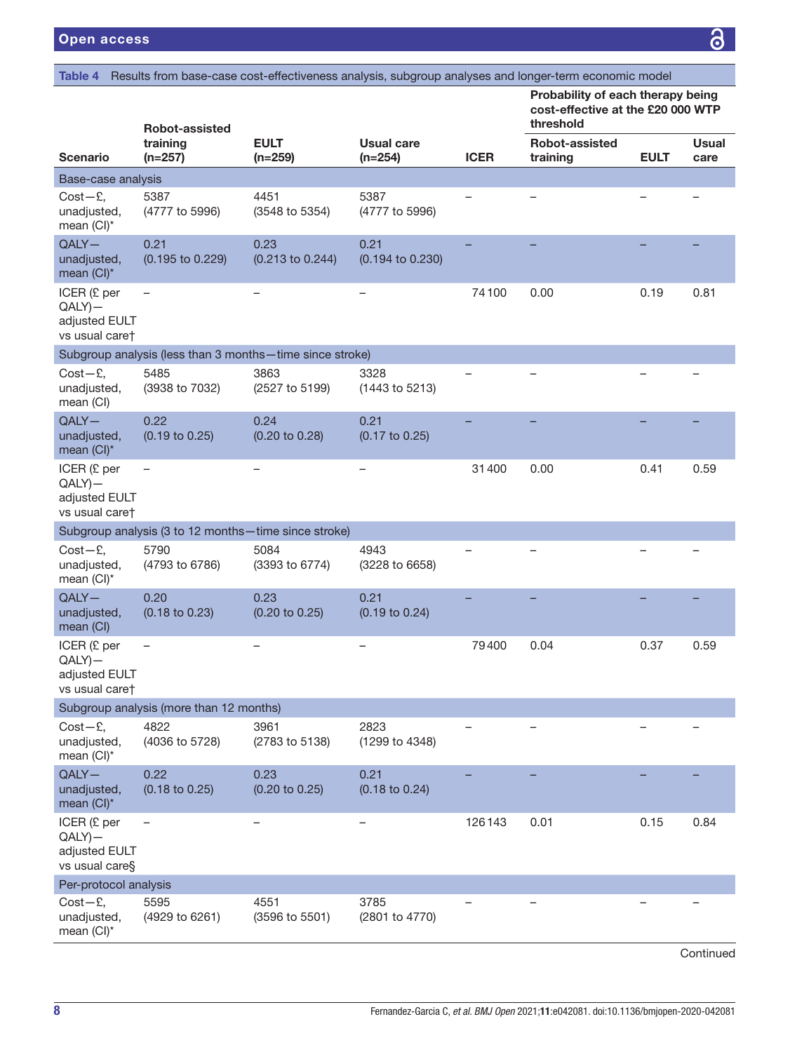**Table 4** Results from base-case cost-effectiveness analysis, subgroup analyses and longer-term economic model

| Scenario | Robot-assisted training (n=257) | EULT (n=259) | Usual care (n=254) | ICER | Probability of each therapy being cost-effective at the £20 000 WTP threshold | | |
|---|---|---|---|---|---|---|---|
| | | | | | Robot-assisted training | EULT | Usual care |
| **Base-case analysis** | | | | | | | |
| Cost—£, unadjusted, mean (CI)* | 5387 (4777 to 5996) | 4451 (3548 to 5354) | 5387 (4777 to 5996) | – | – | – | – |
| QALY—unadjusted, mean (CI)* | 0.21 (0.195 to 0.229) | 0.23 (0.213 to 0.244) | 0.21 (0.194 to 0.230) | – | – | – | – |
| ICER (£ per QALY)—adjusted EULT vs usual care† | – | – | – | 74 100 | 0.00 | 0.19 | 0.81 |
| **Subgroup analysis (less than 3 months—time since stroke)** | | | | | | | |
| Cost—£, unadjusted, mean (CI) | 5485 (3938 to 7032) | 3863 (2527 to 5199) | 3328 (1443 to 5213) | – | – | – | – |
| QALY—unadjusted, mean (CI)* | 0.22 (0.19 to 0.25) | 0.24 (0.20 to 0.28) | 0.21 (0.17 to 0.25) | – | – | – | – |
| ICER (£ per QALY)—adjusted EULT vs usual care† | – | – | – | 31 400 | 0.00 | 0.41 | 0.59 |
| **Subgroup analysis (3 to 12 months—time since stroke)** | | | | | | | |
| Cost—£, unadjusted, mean (CI)* | 5790 (4793 to 6786) | 5084 (3393 to 6774) | 4943 (3228 to 6658) | – | – | – | – |
| QALY—unadjusted, mean (CI) | 0.20 (0.18 to 0.23) | 0.23 (0.20 to 0.25) | 0.21 (0.19 to 0.24) | – | – | – | – |
| ICER (£ per QALY)—adjusted EULT vs usual care† | – | – | – | 79 400 | 0.04 | 0.37 | 0.59 |
| **Subgroup analysis (more than 12 months)** | | | | | | | |
| Cost—£, unadjusted, mean (CI)* | 4822 (4036 to 5728) | 3961 (2783 to 5138) | 2823 (1299 to 4348) | – | – | – | – |
| QALY—unadjusted, mean (CI)* | 0.22 (0.18 to 0.25) | 0.23 (0.20 to 0.25) | 0.21 (0.18 to 0.24) | – | – | – | – |
| ICER (£ per QALY)—adjusted EULT vs usual care§ | – | – | – | 126 143 | 0.01 | 0.15 | 0.84 |
| **Per-protocol analysis** | | | | | | | |
| Cost—£, unadjusted, mean (CI)* | 5595 (4929 to 6261) | 4551 (3596 to 5501) | 3785 (2801 to 4770) | – | – | – | – |

Continued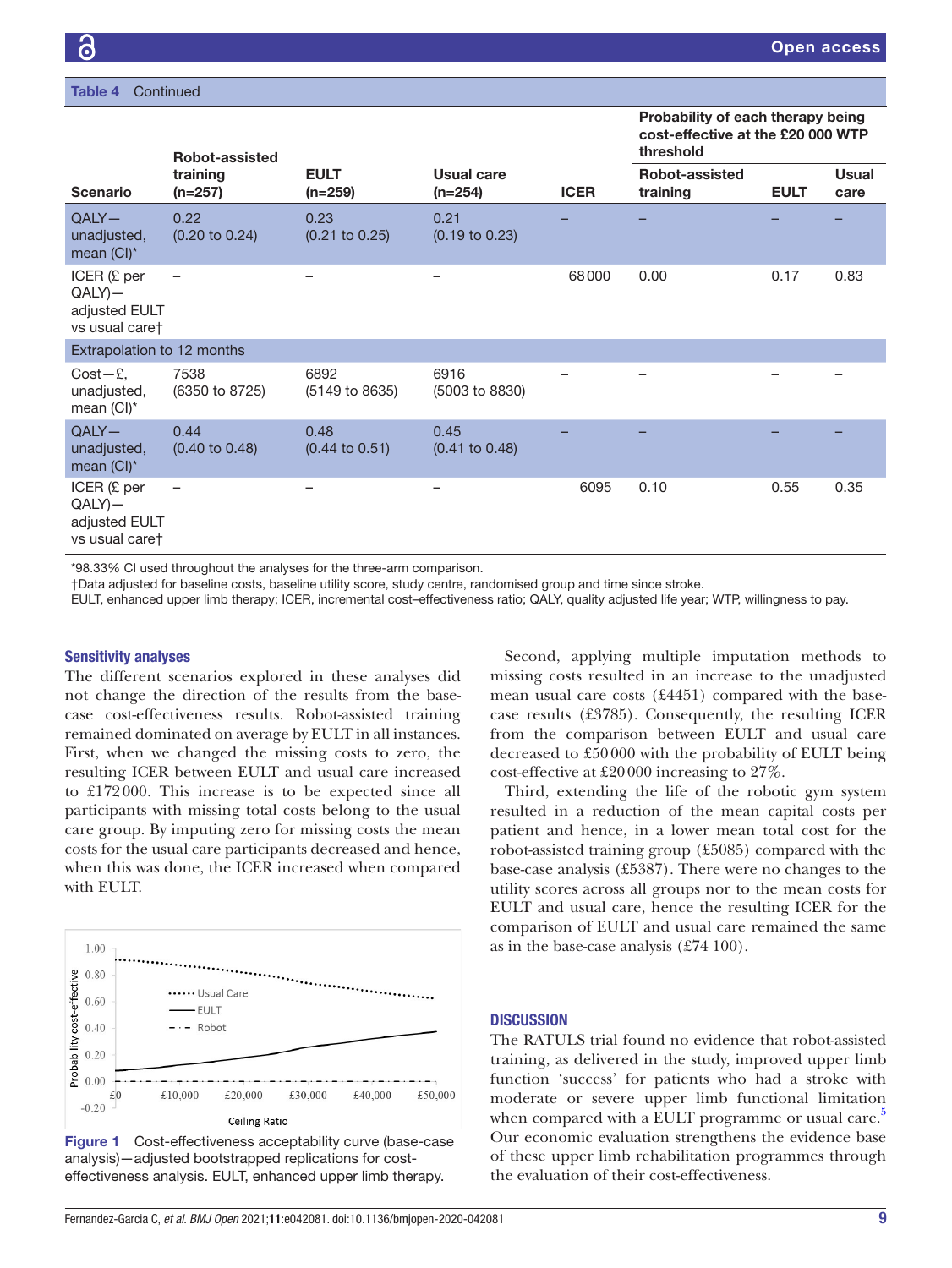**Table 4** Continued

| Scenario | Robot-assisted training (n=257) | EULT (n=259) | Usual care (n=254) | ICER | Probability of each therapy being cost-effective at the £20 000 WTP threshold | | |
|---|---|---|---|---|---|---|---|
| | | | | | Robot-assisted training | EULT | Usual care |
| QALY—unadjusted, mean (CI)* | 0.22 (0.20 to 0.24) | 0.23 (0.21 to 0.25) | 0.21 (0.19 to 0.23) | – | – | – | – |
| ICER (£ per QALY)—adjusted EULT vs usual care† | – | – | – | 68 000 | 0.00 | 0.17 | 0.83 |
| Extrapolation to 12 months | | | | | | | |
| Cost—£, unadjusted, mean (CI)* | 7538 (6350 to 8725) | 6892 (5149 to 8635) | 6916 (5003 to 8830) | – | – | – | – |
| QALY—unadjusted, mean (CI)* | 0.44 (0.40 to 0.48) | 0.48 (0.44 to 0.51) | 0.45 (0.41 to 0.48) | – | – | – | – |
| ICER (£ per QALY)—adjusted EULT vs usual care† | – | – | – | 6095 | 0.10 | 0.55 | 0.35 |

*98.33% CI used throughout the analyses for the three-arm comparison.
†Data adjusted for baseline costs, baseline utility score, study centre, randomised group and time since stroke.
EULT, enhanced upper limb therapy; ICER, incremental cost–effectiveness ratio; QALY, quality adjusted life year; WTP, willingness to pay.

### Sensitivity analyses

The different scenarios explored in these analyses did not change the direction of the results from the base-case cost-effectiveness results. Robot-assisted training remained dominated on average by EULT in all instances. First, when we changed the missing costs to zero, the resulting ICER between EULT and usual care increased to £172 000. This increase is to be expected since all participants with missing total costs belong to the usual care group. By imputing zero for missing costs the mean costs for the usual care participants decreased and hence, when this was done, the ICER increased when compared with EULT.

**Figure 1** Cost-effectiveness acceptability curve (base-case analysis)—adjusted bootstrapped replications for cost-effectiveness analysis. EULT, enhanced upper limb therapy.

Second, applying multiple imputation methods to missing costs resulted in an increase to the unadjusted mean usual care costs (£4451) compared with the base-case results (£3785). Consequently, the resulting ICER from the comparison between EULT and usual care decreased to £50 000 with the probability of EULT being cost-effective at £20 000 increasing to 27%.

Third, extending the life of the robotic gym system resulted in a reduction of the mean capital costs per patient and hence, in a lower mean total cost for the robot-assisted training group (£5085) compared with the base-case analysis (£5387). There were no changes to the utility scores across all groups nor to the mean costs for EULT and usual care, hence the resulting ICER for the comparison of EULT and usual care remained the same as in the base-case analysis (£74 100).

## DISCUSSION

The RATULS trial found no evidence that robot-assisted training, as delivered in the study, improved upper limb function 'success' for patients who had a stroke with moderate or severe upper limb functional limitation when compared with a EULT programme or usual care.[5] Our economic evaluation strengthens the evidence base of these upper limb rehabilitation programmes through the evaluation of their cost-effectiveness.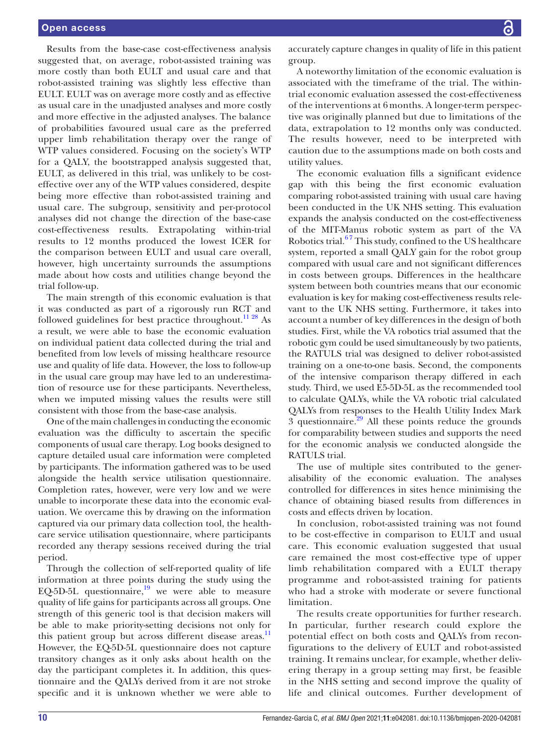Results from the base-case cost-effectiveness analysis suggested that, on average, robot-assisted training was more costly than both EULT and usual care and that robot-assisted training was slightly less effective than EULT. EULT was on average more costly and as effective as usual care in the unadjusted analyses and more costly and more effective in the adjusted analyses. The balance of probabilities favoured usual care as the preferred upper limb rehabilitation therapy over the range of WTP values considered. Focusing on the society's WTP for a QALY, the bootstrapped analysis suggested that, EULT, as delivered in this trial, was unlikely to be cost-effective over any of the WTP values considered, despite being more effective than robot-assisted training and usual care. The subgroup, sensitivity and per-protocol analyses did not change the direction of the base-case cost-effectiveness results. Extrapolating within-trial results to 12 months produced the lowest ICER for the comparison between EULT and usual care overall, however, high uncertainty surrounds the assumptions made about how costs and utilities change beyond the trial follow-up.

The main strength of this economic evaluation is that it was conducted as part of a rigorously run RCT and followed guidelines for best practice throughout.[11 28] As a result, we were able to base the economic evaluation on individual patient data collected during the trial and benefited from low levels of missing healthcare resource use and quality of life data. However, the loss to follow-up in the usual care group may have led to an underestimation of resource use for these participants. Nevertheless, when we imputed missing values the results were still consistent with those from the base-case analysis.

One of the main challenges in conducting the economic evaluation was the difficulty to ascertain the specific components of usual care therapy. Log books designed to capture detailed usual care information were completed by participants. The information gathered was to be used alongside the health service utilisation questionnaire. Completion rates, however, were very low and we were unable to incorporate these data into the economic evaluation. We overcame this by drawing on the information captured via our primary data collection tool, the healthcare service utilisation questionnaire, where participants recorded any therapy sessions received during the trial period.

Through the collection of self-reported quality of life information at three points during the study using the EQ-5D-5L questionnaire,[19] we were able to measure quality of life gains for participants across all groups. One strength of this generic tool is that decision makers will be able to make priority-setting decisions not only for this patient group but across different disease areas.[11] However, the EQ-5D-5L questionnaire does not capture transitory changes as it only asks about health on the day the participant completes it. In addition, this questionnaire and the QALYs derived from it are not stroke specific and it is unknown whether we were able to accurately capture changes in quality of life in this patient group.

A noteworthy limitation of the economic evaluation is associated with the timeframe of the trial. The within-trial economic evaluation assessed the cost-effectiveness of the interventions at 6 months. A longer-term perspective was originally planned but due to limitations of the data, extrapolation to 12 months only was conducted. The results however, need to be interpreted with caution due to the assumptions made on both costs and utility values.

The economic evaluation fills a significant evidence gap with this being the first economic evaluation comparing robot-assisted training with usual care having been conducted in the UK NHS setting. This evaluation expands the analysis conducted on the cost-effectiveness of the MIT-Manus robotic system as part of the VA Robotics trial.[6 7] This study, confined to the US healthcare system, reported a small QALY gain for the robot group compared with usual care and not significant differences in costs between groups. Differences in the healthcare system between both countries means that our economic evaluation is key for making cost-effectiveness results relevant to the UK NHS setting. Furthermore, it takes into account a number of key differences in the design of both studies. First, while the VA robotics trial assumed that the robotic gym could be used simultaneously by two patients, the RATULS trial was designed to deliver robot-assisted training on a one-to-one basis. Second, the components of the intensive comparison therapy differed in each study. Third, we used E5-5D-5L as the recommended tool to calculate QALYs, while the VA robotic trial calculated QALYs from responses to the Health Utility Index Mark 3 questionnaire.[29] All these points reduce the grounds for comparability between studies and supports the need for the economic analysis we conducted alongside the RATULS trial.

The use of multiple sites contributed to the generalisability of the economic evaluation. The analyses controlled for differences in sites hence minimising the chance of obtaining biased results from differences in costs and effects driven by location.

In conclusion, robot-assisted training was not found to be cost-effective in comparison to EULT and usual care. This economic evaluation suggested that usual care remained the most cost-effective type of upper limb rehabilitation compared with a EULT therapy programme and robot-assisted training for patients who had a stroke with moderate or severe functional limitation.

The results create opportunities for further research. In particular, further research could explore the potential effect on both costs and QALYs from reconfigurations to the delivery of EULT and robot-assisted training. It remains unclear, for example, whether delivering therapy in a group setting may first, be feasible in the NHS setting and second improve the quality of life and clinical outcomes. Further development of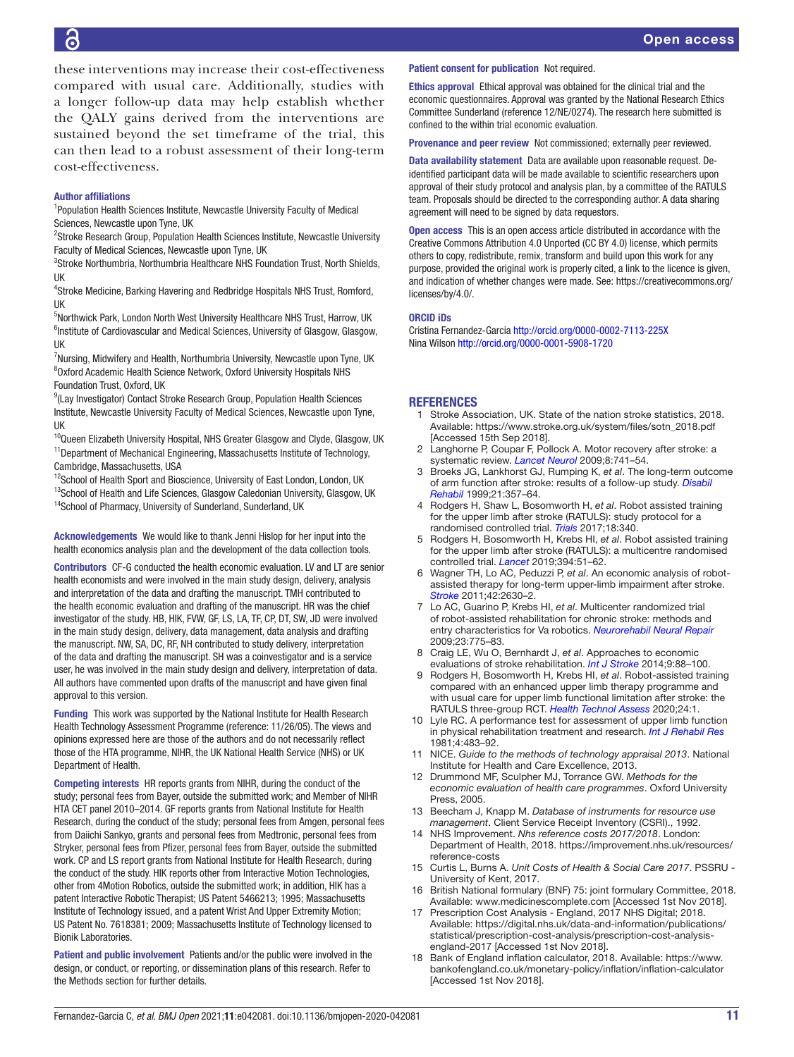these interventions may increase their cost-effectiveness compared with usual care. Additionally, studies with a longer follow-up data may help establish whether the QALY gains derived from the interventions are sustained beyond the set timeframe of the trial, this can then lead to a robust assessment of their long-term cost-effectiveness.

**Author affiliations**

[1]Population Health Sciences Institute, Newcastle University Faculty of Medical Sciences, Newcastle upon Tyne, UK
[2]Stroke Research Group, Population Health Sciences Institute, Newcastle University Faculty of Medical Sciences, Newcastle upon Tyne, UK
[3]Stroke Northumbria, Northumbria Healthcare NHS Foundation Trust, North Shields, UK
[4]Stroke Medicine, Barking Havering and Redbridge Hospitals NHS Trust, Romford, UK
[5]Northwick Park, London North West University Healthcare NHS Trust, Harrow, UK
[6]Institute of Cardiovascular and Medical Sciences, University of Glasgow, Glasgow, UK
[7]Nursing, Midwifery and Health, Northumbria University, Newcastle upon Tyne, UK
[8]Oxford Academic Health Science Network, Oxford University Hospitals NHS Foundation Trust, Oxford, UK
[9](Lay Investigator) Contact Stroke Research Group, Population Health Sciences Institute, Newcastle University Faculty of Medical Sciences, Newcastle upon Tyne, UK
[10]Queen Elizabeth University Hospital, NHS Greater Glasgow and Clyde, Glasgow, UK
[11]Department of Mechanical Engineering, Massachusetts Institute of Technology, Cambridge, Massachusetts, USA
[12]School of Health Sport and Bioscience, University of East London, London, UK
[13]School of Health and Life Sciences, Glasgow Caledonian University, Glasgow, UK
[14]School of Pharmacy, University of Sunderland, Sunderland, UK

**Acknowledgements** We would like to thank Jenni Hislop for her input into the health economics analysis plan and the development of the data collection tools.

**Contributors** CF-G conducted the health economic evaluation. LV and LT are senior health economists and were involved in the main study design, delivery, analysis and interpretation of the data and drafting the manuscript. TMH contributed to the health economic evaluation and drafting of the manuscript. HR was the chief investigator of the study. HB, HIK, FVW, GF, LS, LA, TF, CP, DT, SW, JD were involved in the main study design, delivery, data management, data analysis and drafting the manuscript. NW, SA, DC, RF, NH contributed to study delivery, interpretation of the data and drafting the manuscript. SH was a coinvestigator and is a service user, he was involved in the main study design and delivery, interpretation of data. All authors have commented upon drafts of the manuscript and have given final approval to this version.

**Funding** This work was supported by the National Institute for Health Research Health Technology Assessment Programme (reference: 11/26/05). The views and opinions expressed here are those of the authors and do not necessarily reflect those of the HTA programme, NIHR, the UK National Health Service (NHS) or UK Department of Health.

**Competing interests** HR reports grants from NIHR, during the conduct of the study; personal fees from Bayer, outside the submitted work; and Member of NIHR HTA CET panel 2010–2014. GF reports grants from National Institute for Health Research, during the conduct of the study; personal fees from Amgen, personal fees from Daiichi Sankyo, grants and personal fees from Medtronic, personal fees from Stryker, personal fees from Pfizer, personal fees from Bayer, outside the submitted work. CP and LS report grants from National Institute for Health Research, during the conduct of the study. HIK reports other from Interactive Motion Technologies, other from 4Motion Robotics, outside the submitted work; in addition, HIK has a patent Interactive Robotic Therapist; US Patent 5466213; 1995; Massachusetts Institute of Technology issued, and a patent Wrist And Upper Extremity Motion; US Patent No. 7618381; 2009; Massachusetts Institute of Technology licensed to Bionik Laboratories.

**Patient and public involvement** Patients and/or the public were involved in the design, or conduct, or reporting, or dissemination plans of this research. Refer to the Methods section for further details.

**Patient consent for publication** Not required.

**Ethics approval** Ethical approval was obtained for the clinical trial and the economic questionnaires. Approval was granted by the National Research Ethics Committee Sunderland (reference 12/NE/0274). The research here submitted is confined to the within trial economic evaluation.

**Provenance and peer review** Not commissioned; externally peer reviewed.

**Data availability statement** Data are available upon reasonable request. De-identified participant data will be made available to scientific researchers upon approval of their study protocol and analysis plan, by a committee of the RATULS team. Proposals should be directed to the corresponding author. A data sharing agreement will need to be signed by data requestors.

**Open access** This is an open access article distributed in accordance with the Creative Commons Attribution 4.0 Unported (CC BY 4.0) license, which permits others to copy, redistribute, remix, transform and build upon this work for any purpose, provided the original work is properly cited, a link to the licence is given, and indication of whether changes were made. See: https://creativecommons.org/licenses/by/4.0/.

**ORCID iDs**

Cristina Fernandez-Garcia http://orcid.org/0000-0002-7113-225X
Nina Wilson http://orcid.org/0000-0001-5908-1720

## REFERENCES

1. Stroke Association, UK. State of the nation stroke statistics, 2018. Available: https://www.stroke.org.uk/system/files/sotn_2018.pdf [Accessed 15th Sep 2018].
2. Langhorne P, Coupar F, Pollock A. Motor recovery after stroke: a systematic review. *Lancet Neurol* 2009;8:741–54.
3. Broeks JG, Lankhorst GJ, Rumping K, *et al*. The long-term outcome of arm function after stroke: results of a follow-up study. *Disabil Rehabil* 1999;21:357–64.
4. Rodgers H, Shaw L, Bosomworth H, *et al*. Robot assisted training for the upper limb after stroke (RATULS): study protocol for a randomised controlled trial. *Trials* 2017;18:340.
5. Rodgers H, Bosomworth H, Krebs HI, *et al*. Robot assisted training for the upper limb after stroke (RATULS): a multicentre randomised controlled trial. *Lancet* 2019;394:51–62.
6. Wagner TH, Lo AC, Peduzzi P, *et al*. An economic analysis of robot-assisted therapy for long-term upper-limb impairment after stroke. *Stroke* 2011;42:2630–2.
7. Lo AC, Guarino P, Krebs HI, *et al*. Multicenter randomized trial of robot-assisted rehabilitation for chronic stroke: methods and entry characteristics for Va robotics. *Neurorehabil Neural Repair* 2009;23:775–83.
8. Craig LE, Wu O, Bernhardt J, *et al*. Approaches to economic evaluations of stroke rehabilitation. *Int J Stroke* 2014;9:88–100.
9. Rodgers H, Bosomworth H, Krebs HI, *et al*. Robot-assisted training compared with an enhanced upper limb therapy programme and with usual care for upper limb functional limitation after stroke: the RATULS three-group RCT. *Health Technol Assess* 2020;24:1.
10. Lyle RC. A performance test for assessment of upper limb function in physical rehabilitation treatment and research. *Int J Rehabil Res* 1981;4:483–92.
11. NICE. *Guide to the methods of technology appraisal 2013*. National Institute for Health and Care Excellence, 2013.
12. Drummond MF, Sculpher MJ, Torrance GW. *Methods for the economic evaluation of health care programmes*. Oxford University Press, 2005.
13. Beecham J, Knapp M. *Database of instruments for resource use management*. Client Service Receipt Inventory (CSRI)., 1992.
14. NHS Improvement. *Nhs reference costs 2017/2018*. London: Department of Health, 2018. https://improvement.nhs.uk/resources/reference-costs
15. Curtis L, Burns A. *Unit Costs of Health & Social Care 2017*. PSSRU - University of Kent, 2017.
16. British National formulary (BNF) 75: joint formulary Committee, 2018. Available: www.medicinescomplete.com [Accessed 1st Nov 2018].
17. Prescription Cost Analysis - England, 2017 NHS Digital; 2018. Available: https://digital.nhs.uk/data-and-information/publications/statistical/prescription-cost-analysis/prescription-cost-analysis-england-2017 [Accessed 1st Nov 2018].
18. Bank of England inflation calculator, 2018. Available: https://www.bankofengland.co.uk/monetary-policy/inflation/inflation-calculator [Accessed 1st Nov 2018].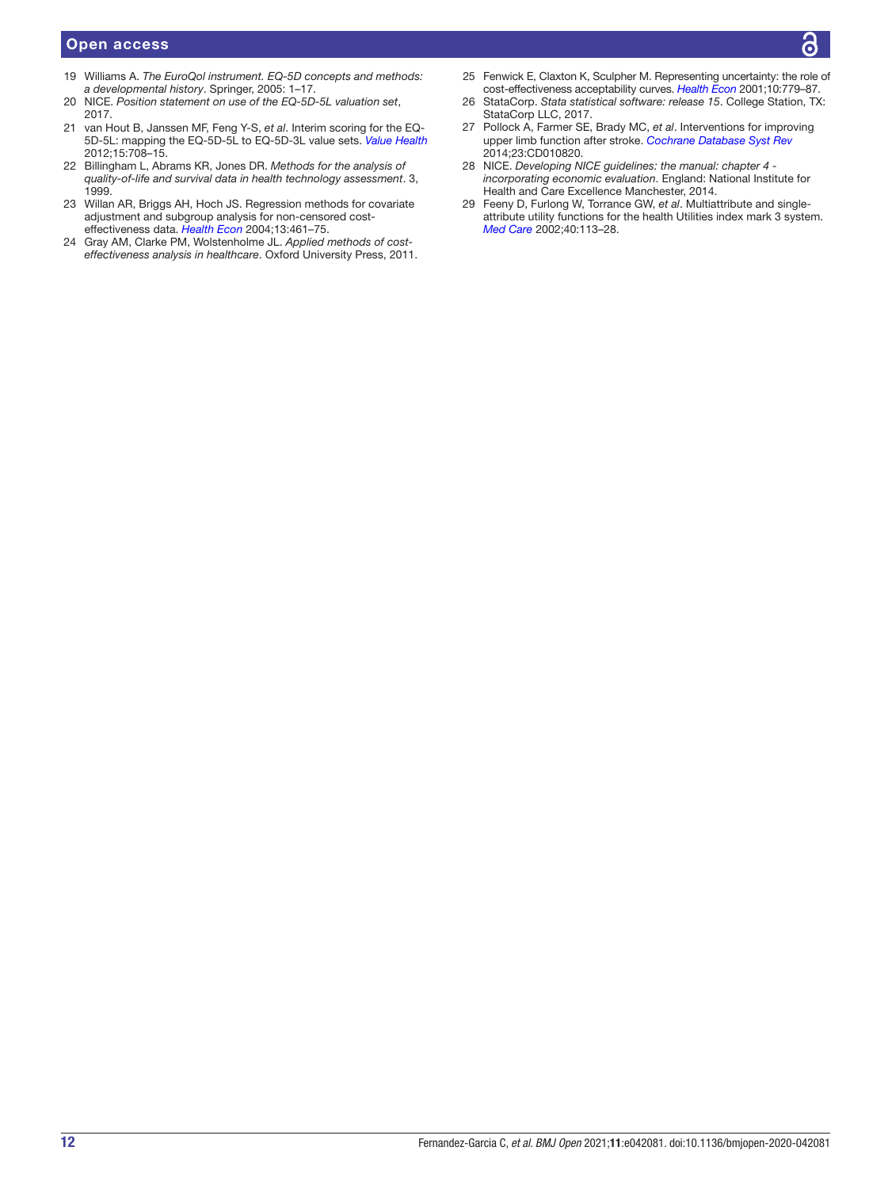19 Williams A. *The EuroQol instrument. EQ-5D concepts and methods: a developmental history*. Springer, 2005: 1–17.

20 NICE. *Position statement on use of the EQ-5D-5L valuation set*, 2017.

21 van Hout B, Janssen MF, Feng Y-S, *et al*. Interim scoring for the EQ-5D-5L: mapping the EQ-5D-5L to EQ-5D-3L value sets. *Value Health* 2012;15:708–15.

22 Billingham L, Abrams KR, Jones DR. *Methods for the analysis of quality-of-life and survival data in health technology assessment*. 3, 1999.

23 Willan AR, Briggs AH, Hoch JS. Regression methods for covariate adjustment and subgroup analysis for non-censored cost-effectiveness data. *Health Econ* 2004;13:461–75.

24 Gray AM, Clarke PM, Wolstenholme JL. *Applied methods of cost-effectiveness analysis in healthcare*. Oxford University Press, 2011.

25 Fenwick E, Claxton K, Sculpher M. Representing uncertainty: the role of cost-effectiveness acceptability curves. *Health Econ* 2001;10:779–87.

26 StataCorp. *Stata statistical software: release 15*. College Station, TX: StataCorp LLC, 2017.

27 Pollock A, Farmer SE, Brady MC, *et al*. Interventions for improving upper limb function after stroke. *Cochrane Database Syst Rev* 2014;23:CD010820.

28 NICE. *Developing NICE guidelines: the manual: chapter 4 - incorporating economic evaluation*. England: National Institute for Health and Care Excellence Manchester, 2014.

29 Feeny D, Furlong W, Torrance GW, *et al*. Multiattribute and single-attribute utility functions for the health Utilities index mark 3 system. *Med Care* 2002;40:113–28.